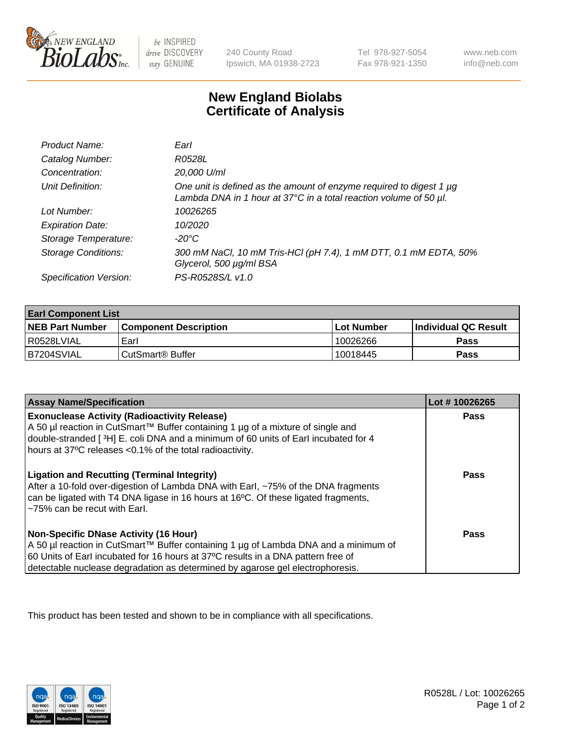New England BioLabs Inc. — be INSPIRED drive DISCOVERY stay GENUINE

240 County Road
Ipswich, MA 01938-2723

Tel 978-927-5054
Fax 978-921-1350

www.neb.com
info@neb.com

# New England Biolabs Certificate of Analysis

| | |
|---|---|
| *Product Name:* | *EarI* |
| *Catalog Number:* | *R0528L* |
| *Concentration:* | *20,000 U/ml* |
| *Unit Definition:* | *One unit is defined as the amount of enzyme required to digest 1 µg Lambda DNA in 1 hour at 37°C in a total reaction volume of 50 µl.* |
| *Lot Number:* | *10026265* |
| *Expiration Date:* | *10/2020* |
| *Storage Temperature:* | *-20°C* |
| *Storage Conditions:* | *300 mM NaCl, 10 mM Tris-HCl (pH 7.4), 1 mM DTT, 0.1 mM EDTA, 50% Glycerol, 500 µg/ml BSA* |
| *Specification Version:* | *PS-R0528S/L v1.0* |

| **EarI Component List** | | | |
|---|---|---|---|
| **NEB Part Number** | **Component Description** | **Lot Number** | **Individual QC Result** |
| R0528LVIAL | EarI | 10026266 | **Pass** |
| B7204SVIAL | CutSmart® Buffer | 10018445 | **Pass** |

| **Assay Name/Specification** | **Lot # 10026265** |
|---|---|
| **Exonuclease Activity (Radioactivity Release)** A 50 µl reaction in CutSmart™ Buffer containing 1 µg of a mixture of single and double-stranded [ $^3$H] E. coli DNA and a minimum of 60 units of EarI incubated for 4 hours at 37ºC releases <0.1% of the total radioactivity. | **Pass** |
| **Ligation and Recutting (Terminal Integrity)** After a 10-fold over-digestion of Lambda DNA with EarI, ~75% of the DNA fragments can be ligated with T4 DNA ligase in 16 hours at 16ºC. Of these ligated fragments, ~75% can be recut with EarI. | **Pass** |
| **Non-Specific DNase Activity (16 Hour)** A 50 µl reaction in CutSmart™ Buffer containing 1 µg of Lambda DNA and a minimum of 60 Units of EarI incubated for 16 hours at 37ºC results in a DNA pattern free of detectable nuclease degradation as determined by agarose gel electrophoresis. | **Pass** |

This product has been tested and shown to be in compliance with all specifications.

R0528L / Lot: 10026265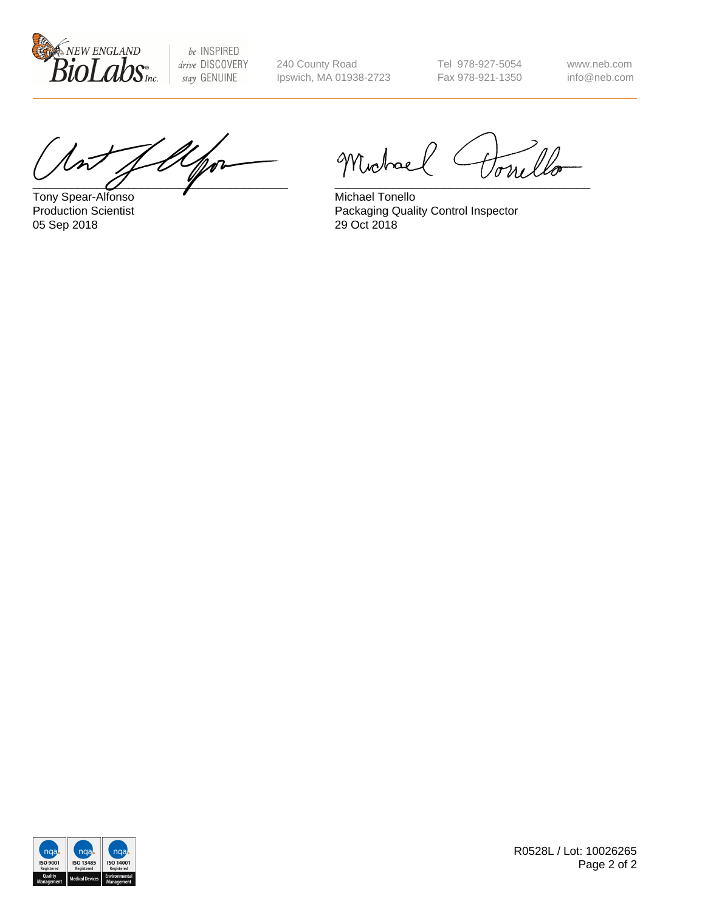NEW ENGLAND BioLabs Inc.

be INSPIRED drive DISCOVERY stay GENUINE

240 County Road
Ipswich, MA 01938-2723

Tel 978-927-5054
Fax 978-921-1350

www.neb.com
info@neb.com

Tony Spear-Alfonso
Production Scientist
05 Sep 2018

Michael Tonello
Packaging Quality Control Inspector
29 Oct 2018

R0528L / Lot: 10026265